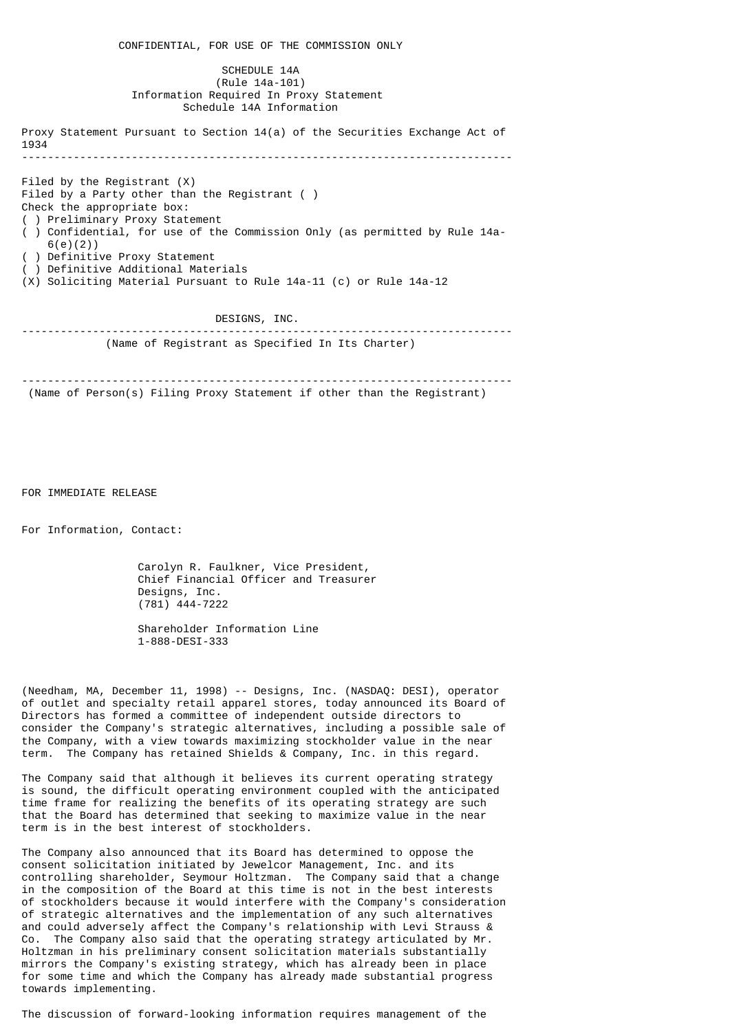CONFIDENTIAL, FOR USE OF THE COMMISSION ONLY

SCHEDULE 14A
(Rule 14a-101)
Information Required In Proxy Statement
Schedule 14A Information

Proxy Statement Pursuant to Section 14(a) of the Securities Exchange Act of 1934

---

Filed by the Registrant (X)
Filed by a Party other than the Registrant ( )
Check the appropriate box:
( ) Preliminary Proxy Statement
( ) Confidential, for use of the Commission Only (as permitted by Rule 14a-6(e)(2))
( ) Definitive Proxy Statement
( ) Definitive Additional Materials
(X) Soliciting Material Pursuant to Rule 14a-11 (c) or Rule 14a-12

DESIGNS, INC.

---

(Name of Registrant as Specified In Its Charter)

---

(Name of Person(s) Filing Proxy Statement if other than the Registrant)

FOR IMMEDIATE RELEASE

For Information, Contact:

Carolyn R. Faulkner, Vice President,
Chief Financial Officer and Treasurer
Designs, Inc.
(781) 444-7222

Shareholder Information Line
1-888-DESI-333

(Needham, MA, December 11, 1998) -- Designs, Inc. (NASDAQ: DESI), operator of outlet and specialty retail apparel stores, today announced its Board of Directors has formed a committee of independent outside directors to consider the Company's strategic alternatives, including a possible sale of the Company, with a view towards maximizing stockholder value in the near term. The Company has retained Shields & Company, Inc. in this regard.

The Company said that although it believes its current operating strategy is sound, the difficult operating environment coupled with the anticipated time frame for realizing the benefits of its operating strategy are such that the Board has determined that seeking to maximize value in the near term is in the best interest of stockholders.

The Company also announced that its Board has determined to oppose the consent solicitation initiated by Jewelcor Management, Inc. and its controlling shareholder, Seymour Holtzman. The Company said that a change in the composition of the Board at this time is not in the best interests of stockholders because it would interfere with the Company's consideration of strategic alternatives and the implementation of any such alternatives and could adversely affect the Company's relationship with Levi Strauss & Co. The Company also said that the operating strategy articulated by Mr. Holtzman in his preliminary consent solicitation materials substantially mirrors the Company's existing strategy, which has already been in place for some time and which the Company has already made substantial progress towards implementing.

The discussion of forward-looking information requires management of the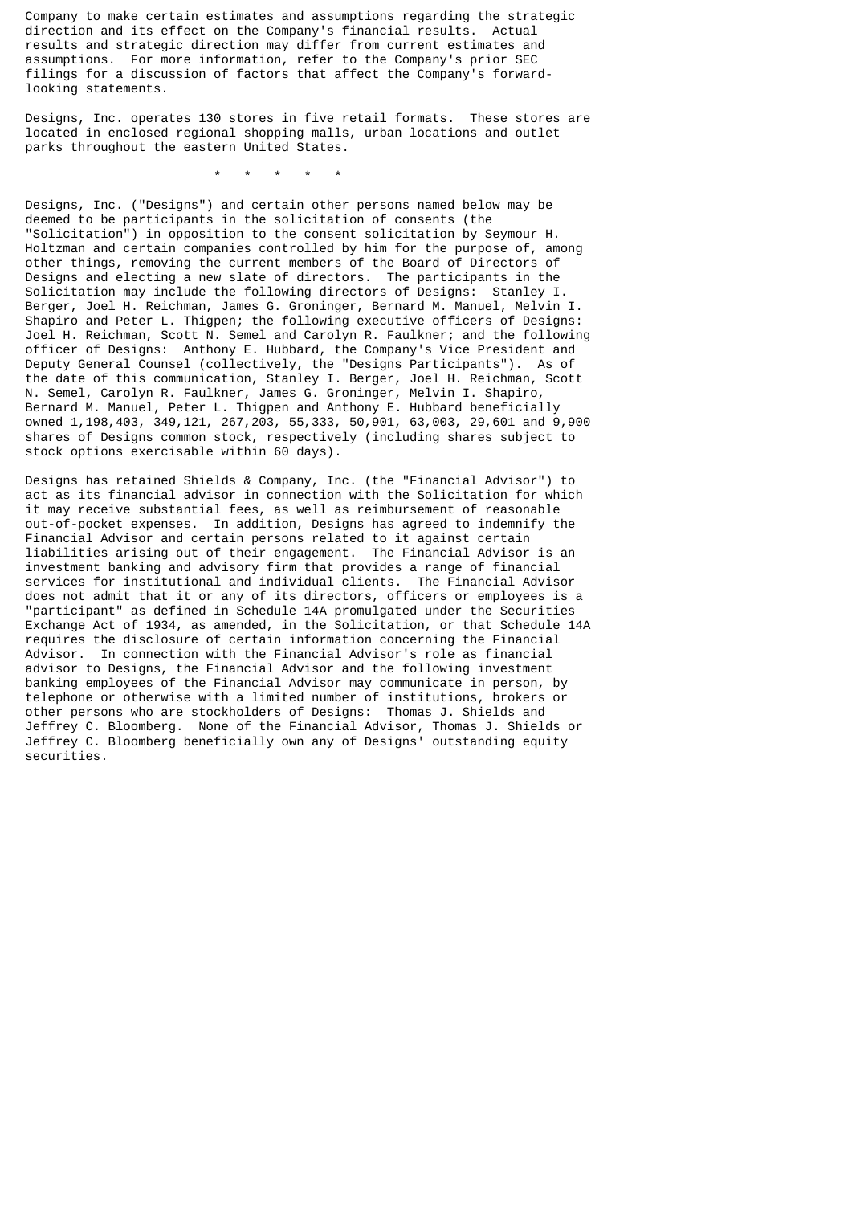Company to make certain estimates and assumptions regarding the strategic direction and its effect on the Company's financial results. Actual results and strategic direction may differ from current estimates and assumptions. For more information, refer to the Company's prior SEC filings for a discussion of factors that affect the Company's forward-looking statements.

Designs, Inc. operates 130 stores in five retail formats. These stores are located in enclosed regional shopping malls, urban locations and outlet parks throughout the eastern United States.

\* \* \* \* \*

Designs, Inc. ("Designs") and certain other persons named below may be deemed to be participants in the solicitation of consents (the "Solicitation") in opposition to the consent solicitation by Seymour H. Holtzman and certain companies controlled by him for the purpose of, among other things, removing the current members of the Board of Directors of Designs and electing a new slate of directors. The participants in the Solicitation may include the following directors of Designs: Stanley I. Berger, Joel H. Reichman, James G. Groninger, Bernard M. Manuel, Melvin I. Shapiro and Peter L. Thigpen; the following executive officers of Designs: Joel H. Reichman, Scott N. Semel and Carolyn R. Faulkner; and the following officer of Designs: Anthony E. Hubbard, the Company's Vice President and Deputy General Counsel (collectively, the "Designs Participants"). As of the date of this communication, Stanley I. Berger, Joel H. Reichman, Scott N. Semel, Carolyn R. Faulkner, James G. Groninger, Melvin I. Shapiro, Bernard M. Manuel, Peter L. Thigpen and Anthony E. Hubbard beneficially owned 1,198,403, 349,121, 267,203, 55,333, 50,901, 63,003, 29,601 and 9,900 shares of Designs common stock, respectively (including shares subject to stock options exercisable within 60 days).

Designs has retained Shields & Company, Inc. (the "Financial Advisor") to act as its financial advisor in connection with the Solicitation for which it may receive substantial fees, as well as reimbursement of reasonable out-of-pocket expenses. In addition, Designs has agreed to indemnify the Financial Advisor and certain persons related to it against certain liabilities arising out of their engagement. The Financial Advisor is an investment banking and advisory firm that provides a range of financial services for institutional and individual clients. The Financial Advisor does not admit that it or any of its directors, officers or employees is a "participant" as defined in Schedule 14A promulgated under the Securities Exchange Act of 1934, as amended, in the Solicitation, or that Schedule 14A requires the disclosure of certain information concerning the Financial Advisor. In connection with the Financial Advisor's role as financial advisor to Designs, the Financial Advisor and the following investment banking employees of the Financial Advisor may communicate in person, by telephone or otherwise with a limited number of institutions, brokers or other persons who are stockholders of Designs: Thomas J. Shields and Jeffrey C. Bloomberg. None of the Financial Advisor, Thomas J. Shields or Jeffrey C. Bloomberg beneficially own any of Designs' outstanding equity securities.